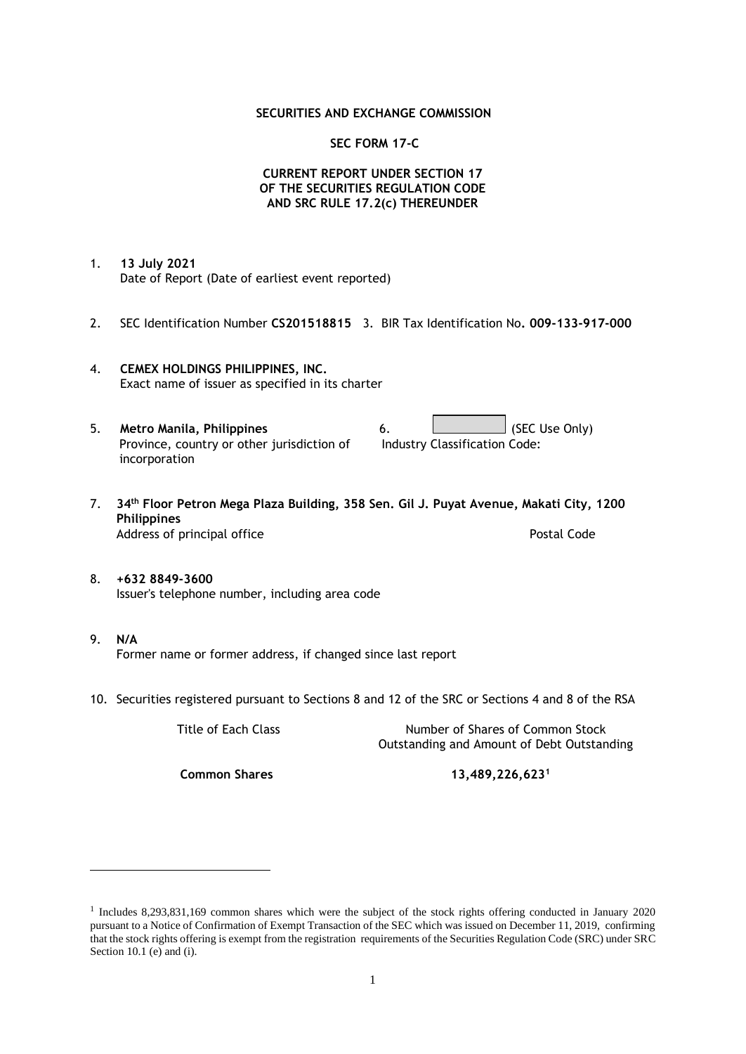**SECURITIES AND EXCHANGE COMMISSION**

**SEC FORM 17-C**

**CURRENT REPORT UNDER SECTION 17 OF THE SECURITIES REGULATION CODE AND SRC RULE 17.2(c) THEREUNDER**

1. **13 July 2021**
   Date of Report (Date of earliest event reported)

2. SEC Identification Number **CS201518815** 3. BIR Tax Identification No**. 009-133-917-000**

4. **CEMEX HOLDINGS PHILIPPINES, INC.**
   Exact name of issuer as specified in its charter

5. **Metro Manila, Philippines**
   Province, country or other jurisdiction of incorporation

6. (SEC Use Only)
   Industry Classification Code:

7. **34th Floor Petron Mega Plaza Building, 358 Sen. Gil J. Puyat Avenue, Makati City, 1200 Philippines**
   Address of principal office Postal Code

8. **+632 8849-3600**
   Issuer's telephone number, including area code

9. **N/A**
   Former name or former address, if changed since last report

10. Securities registered pursuant to Sections 8 and 12 of the SRC or Sections 4 and 8 of the RSA

| Title of Each Class | Number of Shares of Common Stock Outstanding and Amount of Debt Outstanding |
|---|---|
| **Common Shares** | **13,489,226,623**[1] |

---

[1] Includes 8,293,831,169 common shares which were the subject of the stock rights offering conducted in January 2020 pursuant to a Notice of Confirmation of Exempt Transaction of the SEC which was issued on December 11, 2019, confirming that the stock rights offering is exempt from the registration requirements of the Securities Regulation Code (SRC) under SRC Section 10.1 (e) and (i).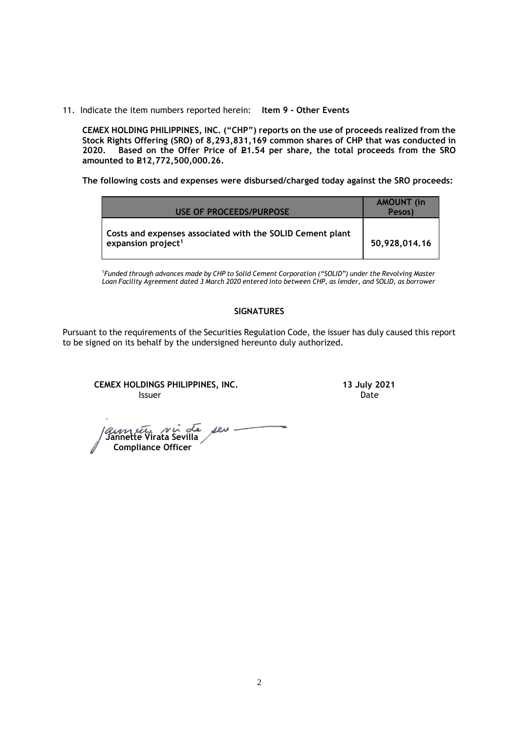11. Indicate the item numbers reported herein: **Item 9 - Other Events**

**CEMEX HOLDING PHILIPPINES, INC. ("CHP") reports on the use of proceeds realized from the Stock Rights Offering (SRO) of 8,293,831,169 common shares of CHP that was conducted in 2020. Based on the Offer Price of ₱1.54 per share, the total proceeds from the SRO amounted to ₱12,772,500,000.26.**

**The following costs and expenses were disbursed/charged today against the SRO proceeds:**

| USE OF PROCEEDS/PURPOSE | AMOUNT (in Pesos) |
|---|---|
| Costs and expenses associated with the SOLID Cement plant expansion project[1] | 50,928,014.16 |

[1]*Funded through advances made by CHP to Solid Cement Corporation ("SOLID") under the Revolving Master Loan Facility Agreement dated 3 March 2020 entered into between CHP, as lender, and SOLID, as borrower*

**SIGNATURES**

Pursuant to the requirements of the Securities Regulation Code, the issuer has duly caused this report to be signed on its behalf by the undersigned hereunto duly authorized.

**CEMEX HOLDINGS PHILIPPINES, INC.**
Issuer

**13 July 2021**
Date

**Jannette Virata Sevilla**
**Compliance Officer**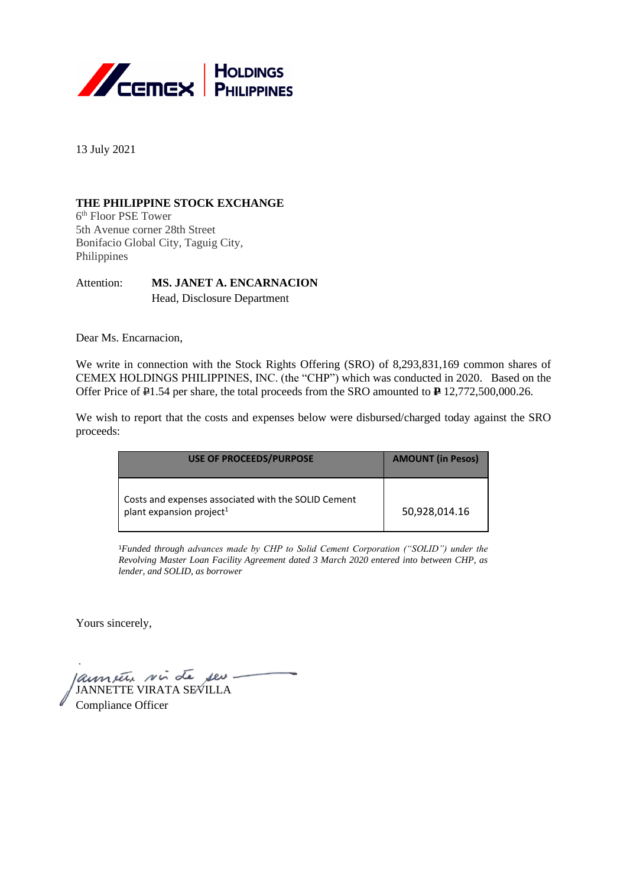13 July 2021

**THE PHILIPPINE STOCK EXCHANGE**
6th Floor PSE Tower
5th Avenue corner 28th Street
Bonifacio Global City, Taguig City,
Philippines

Attention: **MS. JANET A. ENCARNACION**
Head, Disclosure Department

Dear Ms. Encarnacion,

We write in connection with the Stock Rights Offering (SRO) of 8,293,831,169 common shares of CEMEX HOLDINGS PHILIPPINES, INC. (the "CHP") which was conducted in 2020. Based on the Offer Price of ₱1.54 per share, the total proceeds from the SRO amounted to ₱ 12,772,500,000.26.

We wish to report that the costs and expenses below were disbursed/charged today against the SRO proceeds:

| USE OF PROCEEDS/PURPOSE | AMOUNT (in Pesos) |
|---|---|
| Costs and expenses associated with the SOLID Cement plant expansion project[1] | 50,928,014.16 |

[1]*Funded through advances made by CHP to Solid Cement Corporation ("SOLID") under the Revolving Master Loan Facility Agreement dated 3 March 2020 entered into between CHP, as lender, and SOLID, as borrower*

Yours sincerely,

JANNETTE VIRATA SEVILLA
Compliance Officer